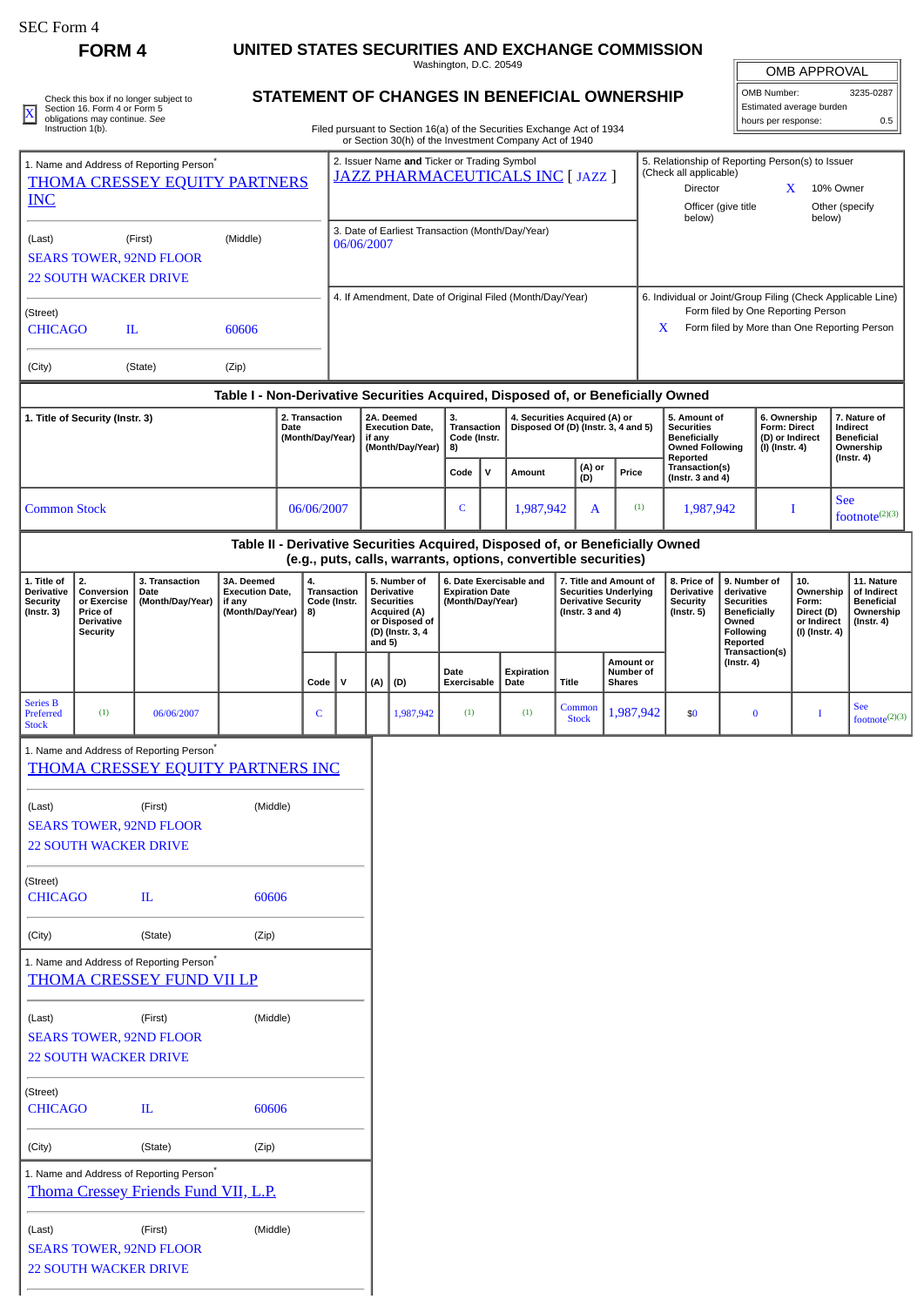SEC Form 4

**FORM 4**

# UNITED STATES SECURITIES AND EXCHANGE COMMISSION

Washington, D.C. 20549

## STATEMENT OF CHANGES IN BENEFICIAL OWNERSHIP

Filed pursuant to Section 16(a) of the Securities Exchange Act of 1934 or Section 30(h) of the Investment Company Act of 1940

| OMB APPROVAL | |
|---|---|
| OMB Number: | 3235-0287 |
| Estimated average burden | |
| hours per response: | 0.5 |

[X] Check this box if no longer subject to Section 16. Form 4 or Form 5 obligations may continue. *See* Instruction 1(b).

1. Name and Address of Reporting Person*
THOMA CRESSEY EQUITY PARTNERS INC

(Last) (First) (Middle)
SEARS TOWER, 92ND FLOOR
22 SOUTH WACKER DRIVE

(Street)
CHICAGO IL 60606

(City) (State) (Zip)

2. Issuer Name **and** Ticker or Trading Symbol
JAZZ PHARMACEUTICALS INC [ JAZZ ]

3. Date of Earliest Transaction (Month/Day/Year)
06/06/2007

4. If Amendment, Date of Original Filed (Month/Day/Year)

5. Relationship of Reporting Person(s) to Issuer (Check all applicable)
Director
X 10% Owner
Officer (give title below)
Other (specify below)

6. Individual or Joint/Group Filing (Check Applicable Line)
Form filed by One Reporting Person
X Form filed by More than One Reporting Person

### Table I - Non-Derivative Securities Acquired, Disposed of, or Beneficially Owned

| 1. Title of Security (Instr. 3) | 2. Transaction Date (Month/Day/Year) | 2A. Deemed Execution Date, if any (Month/Day/Year) | 3. Transaction Code (Instr. 8) | | 4. Securities Acquired (A) or Disposed Of (D) (Instr. 3, 4 and 5) | | | 5. Amount of Securities Beneficially Owned Following Reported Transaction(s) (Instr. 3 and 4) | 6. Ownership Form: Direct (D) or Indirect (I) (Instr. 4) | 7. Nature of Indirect Beneficial Ownership (Instr. 4) |
|---|---|---|---|---|---|---|---|---|---|---|
| | | | Code | V | Amount | (A) or (D) | Price | | | |
| Common Stock | 06/06/2007 | | C | | 1,987,942 | A | (1) | 1,987,942 | I | See footnote(2)(3) |

### Table II - Derivative Securities Acquired, Disposed of, or Beneficially Owned (e.g., puts, calls, warrants, options, convertible securities)

| 1. Title of Derivative Security (Instr. 3) | 2. Conversion or Exercise Price of Derivative Security | 3. Transaction Date (Month/Day/Year) | 3A. Deemed Execution Date, if any (Month/Day/Year) | 4. Transaction Code (Instr. 8) | | 5. Number of Derivative Securities Acquired (A) or Disposed of (D) (Instr. 3, 4 and 5) | | 6. Date Exercisable and Expiration Date (Month/Day/Year) | | 7. Title and Amount of Securities Underlying Derivative Security (Instr. 3 and 4) | | 8. Price of Derivative Security (Instr. 5) | 9. Number of derivative Securities Beneficially Owned Following Reported Transaction(s) (Instr. 4) | 10. Ownership Form: Direct (D) or Indirect (I) (Instr. 4) | 11. Nature of Indirect Beneficial Ownership (Instr. 4) |
|---|---|---|---|---|---|---|---|---|---|---|---|---|---|---|---|
| | | | | Code | V | (A) | (D) | Date Exercisable | Expiration Date | Title | Amount or Number of Shares | | | | |
| Series B Preferred Stock | (1) | 06/06/2007 | | C | | | 1,987,942 | (1) | (1) | Common Stock | 1,987,942 | $0 | 0 | I | See footnote(2)(3) |

1. Name and Address of Reporting Person*
THOMA CRESSEY EQUITY PARTNERS INC

(Last) (First) (Middle)
SEARS TOWER, 92ND FLOOR
22 SOUTH WACKER DRIVE

(Street)
CHICAGO IL 60606

(City) (State) (Zip)

1. Name and Address of Reporting Person*
THOMA CRESSEY FUND VII LP

(Last) (First) (Middle)
SEARS TOWER, 92ND FLOOR
22 SOUTH WACKER DRIVE

(Street)
CHICAGO IL 60606

(City) (State) (Zip)

1. Name and Address of Reporting Person*
Thoma Cressey Friends Fund VII, L.P.

(Last) (First) (Middle)
SEARS TOWER, 92ND FLOOR
22 SOUTH WACKER DRIVE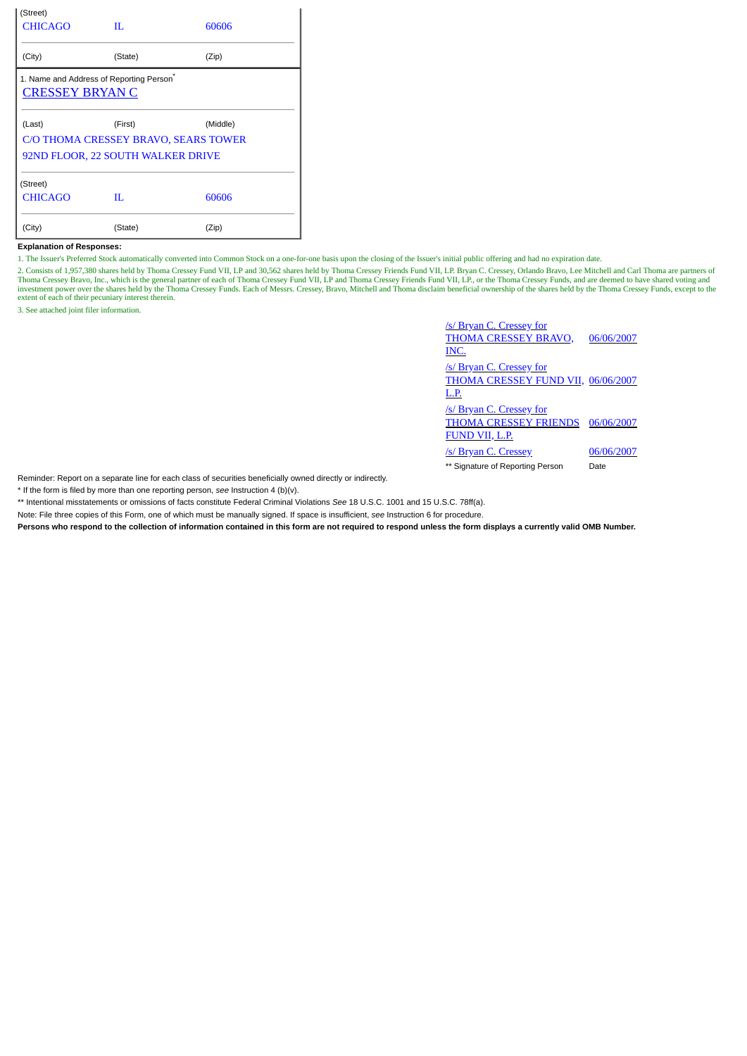| (Street) | | |
|---|---|---|
| CHICAGO | IL | 60606 |
| (City) | (State) | (Zip) |

| 1. Name and Address of Reporting Person* | | |
|---|---|---|
| CRESSEY BRYAN C | | |
| (Last) | (First) | (Middle) |
| C/O THOMA CRESSEY BRAVO, SEARS TOWER | | |
| 92ND FLOOR, 22 SOUTH WALKER DRIVE | | |
| (Street) | | |
| CHICAGO | IL | 60606 |
| (City) | (State) | (Zip) |

**Explanation of Responses:**

1. The Issuer's Preferred Stock automatically converted into Common Stock on a one-for-one basis upon the closing of the Issuer's initial public offering and had no expiration date.

2. Consists of 1,957,380 shares held by Thoma Cressey Fund VII, LP and 30,562 shares held by Thoma Cressey Friends Fund VII, LP. Bryan C. Cressey, Orlando Bravo, Lee Mitchell and Carl Thoma are partners of Thoma Cressey Bravo, Inc., which is the general partner of each of Thoma Cressey Fund VII, LP and Thoma Cressey Friends Fund VII, LP., or the Thoma Cressey Funds, and are deemed to have shared voting and investment power over the shares held by the Thoma Cressey Funds. Each of Messrs. Cressey, Bravo, Mitchell and Thoma disclaim beneficial ownership of the shares held by the Thoma Cressey Funds, except to the extent of each of their pecuniary interest therein.

3. See attached joint filer information.

| | |
|---|---|
| /s/ Bryan C. Cressey for THOMA CRESSEY BRAVO, INC. | 06/06/2007 |
| /s/ Bryan C. Cressey for THOMA CRESSEY FUND VII, L.P. | 06/06/2007 |
| /s/ Bryan C. Cressey for THOMA CRESSEY FRIENDS FUND VII, L.P. | 06/06/2007 |
| /s/ Bryan C. Cressey | 06/06/2007 |
| ** Signature of Reporting Person | Date |

Reminder: Report on a separate line for each class of securities beneficially owned directly or indirectly.

* If the form is filed by more than one reporting person, *see* Instruction 4 (b)(v).

** Intentional misstatements or omissions of facts constitute Federal Criminal Violations *See* 18 U.S.C. 1001 and 15 U.S.C. 78ff(a).

Note: File three copies of this Form, one of which must be manually signed. If space is insufficient, *see* Instruction 6 for procedure.

**Persons who respond to the collection of information contained in this form are not required to respond unless the form displays a currently valid OMB Number.**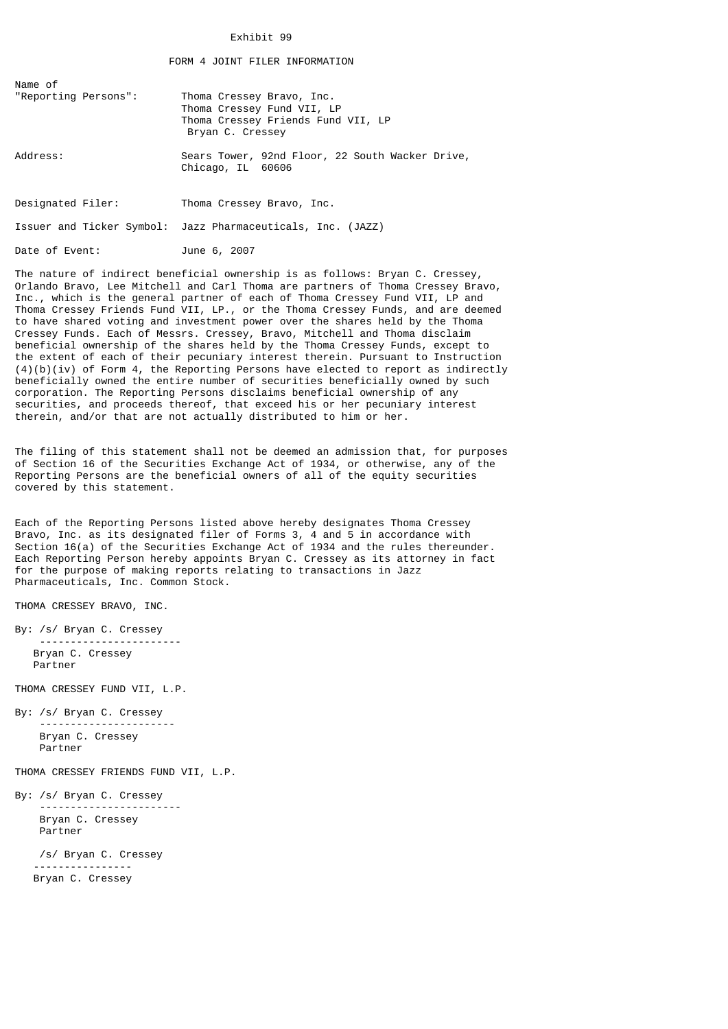Exhibit 99

FORM 4 JOINT FILER INFORMATION

| | |
|---|---|
| Name of "Reporting Persons": | Thoma Cressey Bravo, Inc.<br>Thoma Cressey Fund VII, LP<br>Thoma Cressey Friends Fund VII, LP<br>Bryan C. Cressey |
| Address: | Sears Tower, 92nd Floor, 22 South Wacker Drive, Chicago, IL 60606 |
| Designated Filer: | Thoma Cressey Bravo, Inc. |
| Issuer and Ticker Symbol: | Jazz Pharmaceuticals, Inc. (JAZZ) |
| Date of Event: | June 6, 2007 |

The nature of indirect beneficial ownership is as follows: Bryan C. Cressey, Orlando Bravo, Lee Mitchell and Carl Thoma are partners of Thoma Cressey Bravo, Inc., which is the general partner of each of Thoma Cressey Fund VII, LP and Thoma Cressey Friends Fund VII, LP., or the Thoma Cressey Funds, and are deemed to have shared voting and investment power over the shares held by the Thoma Cressey Funds. Each of Messrs. Cressey, Bravo, Mitchell and Thoma disclaim beneficial ownership of the shares held by the Thoma Cressey Funds, except to the extent of each of their pecuniary interest therein. Pursuant to Instruction (4)(b)(iv) of Form 4, the Reporting Persons have elected to report as indirectly beneficially owned the entire number of securities beneficially owned by such corporation. The Reporting Persons disclaims beneficial ownership of any securities, and proceeds thereof, that exceed his or her pecuniary interest therein, and/or that are not actually distributed to him or her.

The filing of this statement shall not be deemed an admission that, for purposes of Section 16 of the Securities Exchange Act of 1934, or otherwise, any of the Reporting Persons are the beneficial owners of all of the equity securities covered by this statement.

Each of the Reporting Persons listed above hereby designates Thoma Cressey Bravo, Inc. as its designated filer of Forms 3, 4 and 5 in accordance with Section 16(a) of the Securities Exchange Act of 1934 and the rules thereunder. Each Reporting Person hereby appoints Bryan C. Cressey as its attorney in fact for the purpose of making reports relating to transactions in Jazz Pharmaceuticals, Inc. Common Stock.

THOMA CRESSEY BRAVO, INC.

By: /s/ Bryan C. Cressey
Bryan C. Cressey
Partner

THOMA CRESSEY FUND VII, L.P.

By: /s/ Bryan C. Cressey
Bryan C. Cressey
Partner

THOMA CRESSEY FRIENDS FUND VII, L.P.

By: /s/ Bryan C. Cressey
Bryan C. Cressey
Partner

/s/ Bryan C. Cressey
Bryan C. Cressey